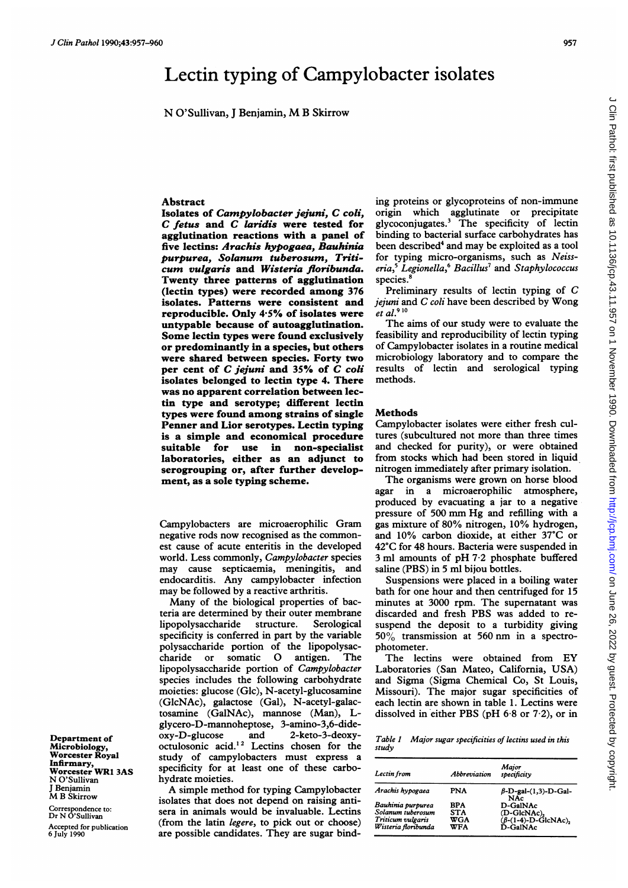# Lectin typing of Campylobacter isolates

N O'Sullivan, J Benjamin, M B Skirrow

Department of Microbiology, Worcester Royal Infirmary, Worcester WR1 3AS
N O'Sullivan
J Benjamin
M B Skirrow

Correspondence to: Dr N O'Sullivan

Accepted for publication 6 July 1990

## Abstract

**Isolates of *Campylobacter jejuni*, *C coli*, *C fetus* and *C laridis* were tested for agglutination reactions with a panel of five lectins: *Arachis hypogaea*, *Bauhinia purpurea*, *Solanum tuberosum*, *Triticum vulgaris* and *Wisteria floribunda*. Twenty three patterns of agglutination (lectin types) were recorded among 376 isolates. Patterns were consistent and reproducible. Only 4·5% of isolates were untypable because of autoagglutination. Some lectin types were found exclusively or predominantly in a species, but others were shared between species. Forty two per cent of *C jejuni* and 35% of *C coli* isolates belonged to lectin type 4. There was no apparent correlation between lectin type and serotype; different lectin types were found among strains of single Penner and Lior serotypes. Lectin typing is a simple and economical procedure suitable for use in non-specialist laboratories, either as an adjunct to serogrouping or, after further development, as a sole typing scheme.**

Campylobacters are microaerophilic Gram negative rods now recognised as the commonest cause of acute enteritis in the developed world. Less commonly, *Campylobacter* species may cause septicaemia, meningitis, and endocarditis. Any campylobacter infection may be followed by a reactive arthritis.

Many of the biological properties of bacteria are determined by their outer membrane lipopolysaccharide structure. Serological specificity is conferred in part by the variable polysaccharide portion of the lipopolysaccharide or somatic O antigen. The lipopolysaccharide portion of *Campylobacter* species includes the following carbohydrate moieties: glucose (Glc), N-acetyl-glucosamine (GlcNAc), galactose (Gal), N-acetyl-galactosamine (GalNAc), mannose (Man), L-glycero-D-mannoheptose, 3-amino-3,6-dideoxy-D-glucose and 2-keto-3-deoxyoctulosonic acid.[1,2] Lectins chosen for the study of campylobacters must express a specificity for at least one of these carbohydrate moieties.

A simple method for typing Campylobacter isolates that does not depend on raising antisera in animals would be invaluable. Lectins (from the latin *legere*, to pick out or choose) are possible candidates. They are sugar binding proteins or glycoproteins of non-immune origin which agglutinate or precipitate glycoconjugates.[3] The specificity of lectin binding to bacterial surface carbohydrates has been described[4] and may be exploited as a tool for typing micro-organisms, such as *Neisseria*,[5] *Legionella*,[6] *Bacillus*[7] and *Staphylococcus* species.[8]

Preliminary results of lectin typing of *C jejuni* and *C coli* have been described by Wong *et al*.[9,10]

The aims of our study were to evaluate the feasibility and reproducibility of lectin typing of Campylobacter isolates in a routine medical microbiology laboratory and to compare the results of lectin and serological typing methods.

## Methods

Campylobacter isolates were either fresh cultures (subcultured not more than three times and checked for purity), or were obtained from stocks which had been stored in liquid nitrogen immediately after primary isolation.

The organisms were grown on horse blood agar in a microaerophilic atmosphere, produced by evacuating a jar to a negative pressure of 500 mm Hg and refilling with a gas mixture of 80% nitrogen, 10% hydrogen, and 10% carbon dioxide, at either 37°C or 42°C for 48 hours. Bacteria were suspended in 3 ml amounts of pH 7·2 phosphate buffered saline (PBS) in 5 ml bijou bottles.

Suspensions were placed in a boiling water bath for one hour and then centrifuged for 15 minutes at 3000 rpm. The supernatant was discarded and fresh PBS was added to resuspend the deposit to a turbidity giving 50% transmission at 560 nm in a spectrophotometer.

The lectins were obtained from EY Laboratories (San Mateo, California, USA) and Sigma (Sigma Chemical Co, St Louis, Missouri). The major sugar specificities of each lectin are shown in table 1. Lectins were dissolved in either PBS (pH 6·8 or 7·2), or in

Table 1 Major sugar specificities of lectins used in this study

| Lectin from | Abbreviation | Major specificity |
|---|---|---|
| *Arachis hypogaea* | PNA | β-D-gal-(1,3)-D-Gal-NAc |
| *Bauhinia purpurea* | BPA | D-GalNAc |
| *Solanum tuberosum* | STA | $(D\text{-}GlcNAc)_2$ |
| *Triticum vulgaris* | WGA | $(\beta\text{-}(1\text{-}4)\text{-}D\text{-}GlcNAc)_2$ |
| *Wisteria floribunda* | WFA | D-GalNAc |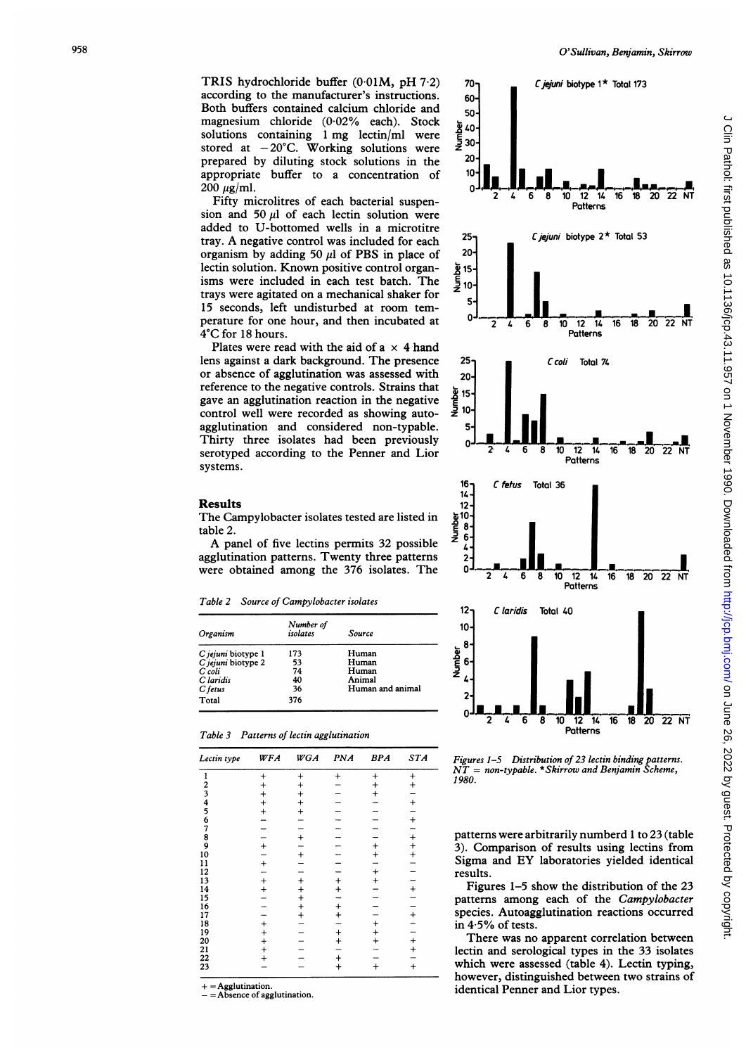TRIS hydrochloride buffer (0·01M, pH 7·2) according to the manufacturer's instructions. Both buffers contained calcium chloride and magnesium chloride (0·02% each). Stock solutions containing 1 mg lectin/ml were stored at −20°C. Working solutions were prepared by diluting stock solutions in the appropriate buffer to a concentration of 200 μg/ml.

Fifty microlitres of each bacterial suspension and 50 μl of each lectin solution were added to U-bottomed wells in a microtitre tray. A negative control was included for each organism by adding 50 μl of PBS in place of lectin solution. Known positive control organisms were included in each test batch. The trays were agitated on a mechanical shaker for 15 seconds, left undisturbed at room temperature for one hour, and then incubated at 4°C for 18 hours.

Plates were read with the aid of a × 4 hand lens against a dark background. The presence or absence of agglutination was assessed with reference to the negative controls. Strains that gave an agglutination reaction in the negative control well were recorded as showing autoagglutination and considered non-typable. Thirty three isolates had been previously serotyped according to the Penner and Lior systems.

## Results

The Campylobacter isolates tested are listed in table 2.

A panel of five lectins permits 32 possible agglutination patterns. Twenty three patterns were obtained among the 376 isolates. The patterns were arbitrarily numbered 1 to 23 (table 3). Comparison of results using lectins from Sigma and EY laboratories yielded identical results.

Figures 1–5 show the distribution of the 23 patterns among each of the *Campylobacter* species. Autoagglutination reactions occurred in 4·5% of tests.

There was no apparent correlation between lectin and serological types in the 33 isolates which were assessed (table 4). Lectin typing, however, distinguished between two strains of identical Penner and Lior types.

*Table 2 Source of Campylobacter isolates*

| Organism | Number of isolates | Source |
|---|---|---|
| *C jejuni* biotype 1 | 173 | Human |
| *C jejuni* biotype 2 | 53 | Human |
| *C coli* | 74 | Human |
| *C laridis* | 40 | Animal |
| *C fetus* | 36 | Human and animal |
| Total | 376 | |

*Table 3 Patterns of lectin agglutination*

| Lectin type | WFA | WGA | PNA | BPA | STA |
|---|---|---|---|---|---|
| 1 | + | + | + | + | + |
| 2 | + | + | − | + | + |
| 3 | + | + | − | + | − |
| 4 | + | + | − | − | + |
| 5 | + | + | − | − | − |
| 6 | − | − | − | − | + |
| 7 | − | − | − | − | − |
| 8 | − | + | − | − | + |
| 9 | + | − | − | + | + |
| 10 | − | + | − | + | + |
| 11 | + | − | − | − | − |
| 12 | − | − | − | + | − |
| 13 | + | + | + | + | − |
| 14 | + | + | + | − | + |
| 15 | − | + | − | − | − |
| 16 | − | + | + | − | − |
| 17 | − | + | + | − | + |
| 18 | + | − | − | + | − |
| 19 | + | − | + | + | − |
| 20 | + | − | + | + | + |
| 21 | + | − | − | − | + |
| 22 | + | − | + | − | − |
| 23 | − | − | + | + | + |

+ = Agglutination.
− = Absence of agglutination.

*Figures 1–5 Distribution of 23 lectin binding patterns. NT = non-typable. *Skirrow and Benjamin Scheme, 1980.*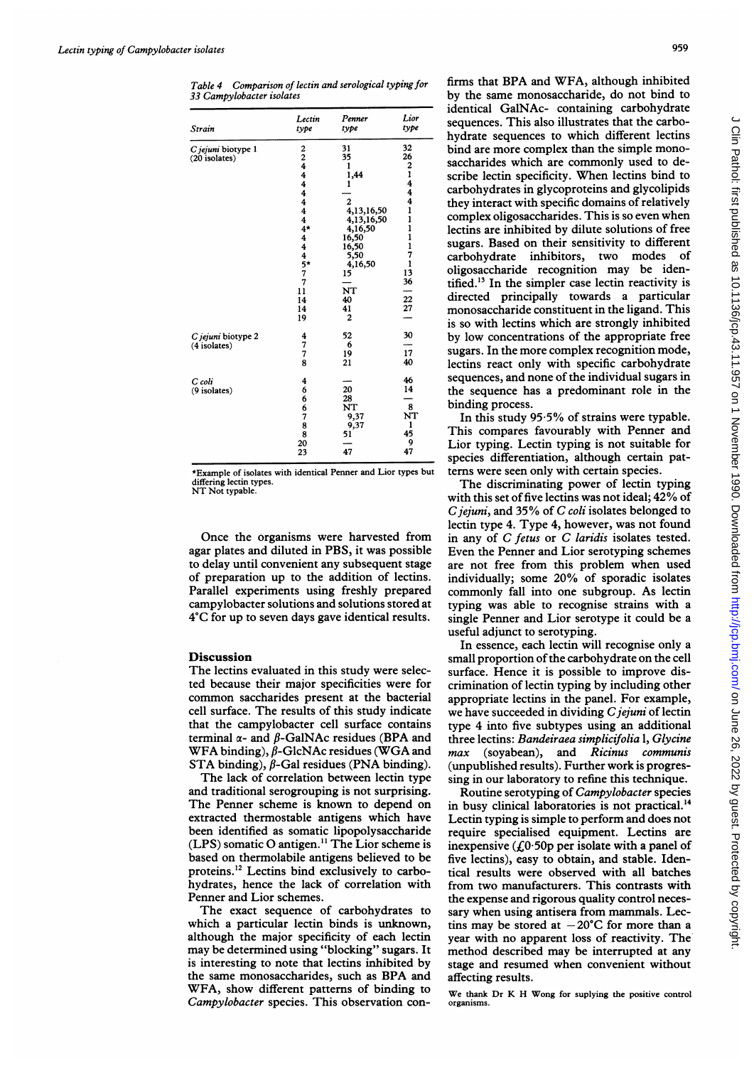*Table 4 Comparison of lectin and serological typing for 33 Campylobacter isolates*

| Strain | Lectin type | Penner type | Lior type |
|---|---|---|---|
| *C jejuni* biotype 1 | 2 | 31 | 32 |
| (20 isolates) | 2 | 35 | 26 |
| | 4 | 1 | 2 |
| | 4 | 1,44 | 1 |
| | 4 | 1 | 4 |
| | 4 | — | 4 |
| | 4 | 2 | 4 |
| | 4 | 4,13,16,50 | 1 |
| | 4 | 4,13,16,50 | 1 |
| | 4* | 4,16,50 | 1 |
| | 4 | 16,50 | 1 |
| | 4 | 16,50 | 1 |
| | 4 | 5,50 | 7 |
| | 5* | 4,16,50 | 1 |
| | 7 | 15 | 13 |
| | 7 | — | 36 |
| | 11 | NT | — |
| | 14 | 40 | 22 |
| | 14 | 41 | 27 |
| | 19 | 2 | — |
| *C jejuni* biotype 2 | 4 | 52 | 30 |
| (4 isolates) | 7 | 6 | — |
| | 7 | 19 | 17 |
| | 8 | 21 | 40 |
| *C coli* | 4 | — | 46 |
| (9 isolates) | 6 | 20 | 14 |
| | 6 | 28 | — |
| | 6 | NT | 8 |
| | 7 | 9,37 | NT |
| | 8 | 9,37 | 1 |
| | 8 | 51 | 45 |
| | 20 | — | 9 |
| | 23 | 47 | 47 |

*Example of isolates with identical Penner and Lior types but differing lectin types.
NT Not typable.

Once the organisms were harvested from agar plates and diluted in PBS, it was possible to delay until convenient any subsequent stage of preparation up to the addition of lectins. Parallel experiments using freshly prepared campylobacter solutions and solutions stored at 4°C for up to seven days gave identical results.

## Discussion

The lectins evaluated in this study were selected because their major specificities were for common saccharides present at the bacterial cell surface. The results of this study indicate that the campylobacter cell surface contains terminal α- and β-GalNAc residues (BPA and WFA binding), β-GlcNAc residues (WGA and STA binding), β-Gal residues (PNA binding).

The lack of correlation between lectin type and traditional serogrouping is not surprising. The Penner scheme is known to depend on extracted thermostable antigens which have been identified as somatic lipopolysaccharide (LPS) somatic O antigen.[11] The Lior scheme is based on thermolabile antigens believed to be proteins.[12] Lectins bind exclusively to carbohydrates, hence the lack of correlation with Penner and Lior schemes.

The exact sequence of carbohydrates to which a particular lectin binds is unknown, although the major specificity of each lectin may be determined using "blocking" sugars. It is interesting to note that lectins inhibited by the same monosaccharides, such as BPA and WFA, show different patterns of binding to *Campylobacter* species. This observation confirms that BPA and WFA, although inhibited by the same monosaccharide, do not bind to identical GalNAc- containing carbohydrate sequences. This also illustrates that the carbohydrate sequences to which different lectins bind are more complex than the simple monosaccharides which are commonly used to describe lectin specificity. When lectins bind to carbohydrates in glycoproteins and glycolipids they interact with specific domains of relatively complex oligosaccharides. This is so even when lectins are inhibited by dilute solutions of free sugars. Based on their sensitivity to different carbohydrate inhibitors, two modes of oligosaccharide recognition may be identified.[13] In the simpler case lectin reactivity is directed principally towards a particular monosaccharide constituent in the ligand. This is so with lectins which are strongly inhibited by low concentrations of the appropriate free sugars. In the more complex recognition mode, lectins react only with specific carbohydrate sequences, and none of the individual sugars in the sequence has a predominant role in the binding process.

In this study 95·5% of strains were typable. This compares favourably with Penner and Lior typing. Lectin typing is not suitable for species differentiation, although certain patterns were seen only with certain species.

The discriminating power of lectin typing with this set of five lectins was not ideal; 42% of *C jejuni*, and 35% of *C coli* isolates belonged to lectin type 4. Type 4, however, was not found in any of *C fetus* or *C laridis* isolates tested. Even the Penner and Lior serotyping schemes are not free from this problem when used individually; some 20% of sporadic isolates commonly fall into one subgroup. As lectin typing was able to recognise strains with a single Penner and Lior serotype it could be a useful adjunct to serotyping.

In essence, each lectin will recognise only a small proportion of the carbohydrate on the cell surface. Hence it is possible to improve discrimination of lectin typing by including other appropriate lectins in the panel. For example, we have succeeded in dividing *C jejuni* of lectin type 4 into five subtypes using an additional three lectins: *Bandeiraea simplicifolia* I, *Glycine max* (soyabean), and *Ricinus communis* (unpublished results). Further work is progressing in our laboratory to refine this technique.

Routine serotyping of *Campylobacter* species in busy clinical laboratories is not practical.[14] Lectin typing is simple to perform and does not require specialised equipment. Lectins are inexpensive (£0·50p per isolate with a panel of five lectins), easy to obtain, and stable. Identical results were observed with all batches from two manufacturers. This contrasts with the expense and rigorous quality control necessary when using antisera from mammals. Lectins may be stored at −20°C for more than a year with no apparent loss of reactivity. The method described may be interrupted at any stage and resumed when convenient without affecting results.

We thank Dr K H Wong for suplying the positive control organisms.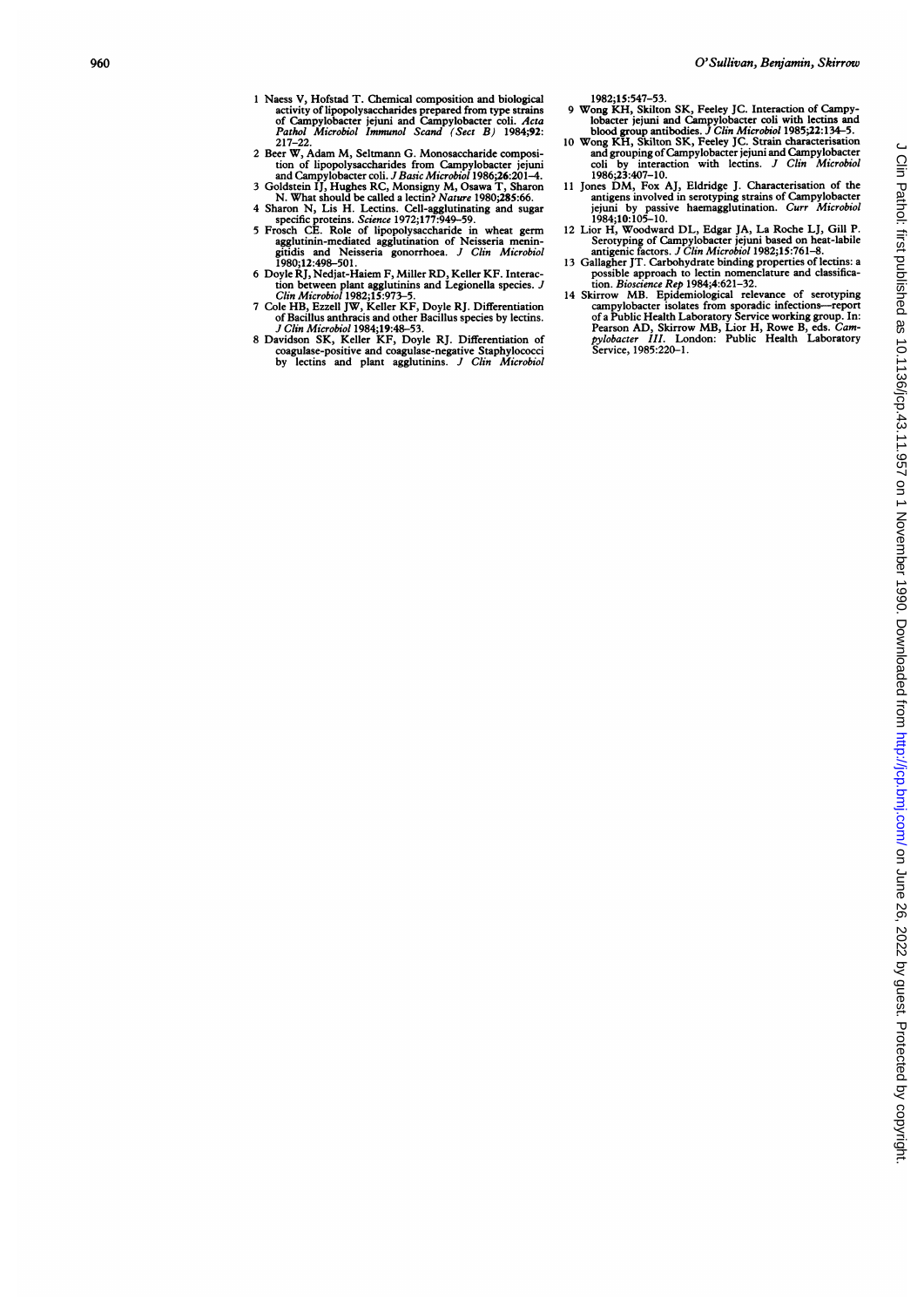1 Naess V, Hofstad T. Chemical composition and biological activity of lipopolysaccharides prepared from type strains of Campylobacter jejuni and Campylobacter coli. *Acta Pathol Microbiol Immunol Scand (Sect B)* 1984;**92**: 217–22.

2 Beer W, Adam M, Seltmann G. Monosaccharide composition of lipopolysaccharides from Campylobacter jejuni and Campylobacter coli. *J Basic Microbiol* 1986;**26**:201–4.

3 Goldstein IJ, Hughes RC, Monsigny M, Osawa T, Sharon N. What should be called a lectin? *Nature* 1980;**285**:66.

4 Sharon N, Lis H. Lectins. Cell-agglutinating and sugar specific proteins. *Science* 1972;**177**:949–59.

5 Frosch CE. Role of lipopolysaccharide in wheat germ agglutinin-mediated agglutination of Neisseria meningitidis and Neisseria gonorrhoea. *J Clin Microbiol* 1980;**12**:498–501.

6 Doyle RJ, Nedjat-Haiem F, Miller RD, Keller KF. Interaction between plant agglutinins and Legionella species. *J Clin Microbiol* 1982;**15**:973–5.

7 Cole HB, Ezzell JW, Keller KF, Doyle RJ. Differentiation of Bacillus anthracis and other Bacillus species by lectins. *J Clin Microbiol* 1984;**19**:48–53.

8 Davidson SK, Keller KF, Doyle RJ. Differentiation of coagulase-positive and coagulase-negative Staphylococci by lectins and plant agglutinins. *J Clin Microbiol* 1982;**15**:547–53.

9 Wong KH, Skilton SK, Feeley JC. Interaction of Campylobacter jejuni and Campylobacter coli with lectins and blood group antibodies. *J Clin Microbiol* 1985;**22**:134–5.

10 Wong KH, Skilton SK, Feeley JC. Strain characterisation and grouping of Campylobacter jejuni and Campylobacter coli by interaction with lectins. *J Clin Microbiol* 1986;**23**:407–10.

11 Jones DM, Fox AJ, Eldridge J. Characterisation of the antigens involved in serotyping strains of Campylobacter jejuni by passive haemagglutination. *Curr Microbiol* 1984;**10**:105–10.

12 Lior H, Woodward DL, Edgar JA, La Roche LJ, Gill P. Serotyping of Campylobacter jejuni based on heat-labile antigenic factors. *J Clin Microbiol* 1982;**15**:761–8.

13 Gallagher JT. Carbohydrate binding properties of lectins: a possible approach to lectin nomenclature and classification. *Bioscience Rep* 1984;**4**:621–32.

14 Skirrow MB. Epidemiological relevance of serotyping campylobacter isolates from sporadic infections—report of a Public Health Laboratory Service working group. In: Pearson AD, Skirrow MB, Lior H, Rowe B, eds. *Campylobacter III*. London: Public Health Laboratory Service, 1985:220–1.